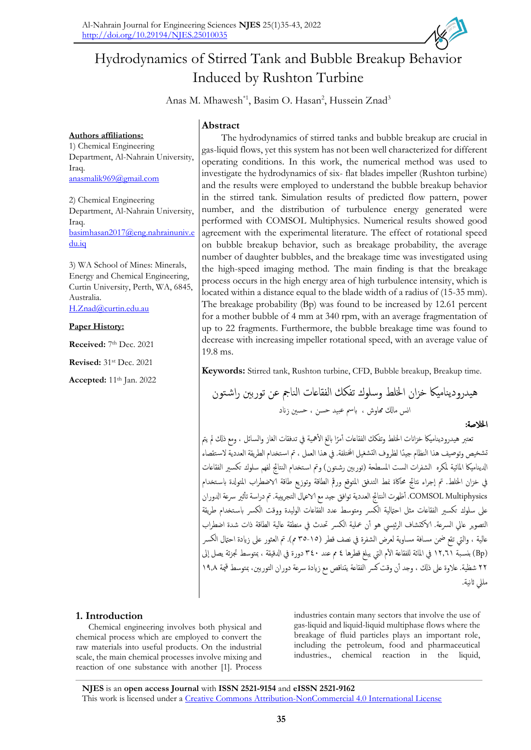# Hydrodynamics of Stirred Tank and Bubble Breakup Behavior Induced by Rushton Turbine

Anas M. Mhawesh*[1], Basim O. Hasan[2], Hussein Znad[3]

**Authors affiliations:**

1) Chemical Engineering Department, Al-Nahrain University, Iraq.
anasmalik969@gmail.com

2) Chemical Engineering Department, Al-Nahrain University, Iraq.
basimhasan2017@eng.nahrainuniv.edu.iq

3) WA School of Mines: Minerals, Energy and Chemical Engineering, Curtin University, Perth, WA, 6845, Australia.
H.Znad@curtin.edu.au

**Paper History:**

**Received:** 7th Dec. 2021

**Revised:** 31st Dec. 2021

**Accepted:** 11th Jan. 2022

## Abstract

The hydrodynamics of stirred tanks and bubble breakup are crucial in gas-liquid flows, yet this system has not been well characterized for different operating conditions. In this work, the numerical method was used to investigate the hydrodynamics of six- flat blades impeller (Rushton turbine) and the results were employed to understand the bubble breakup behavior in the stirred tank. Simulation results of predicted flow pattern, power number, and the distribution of turbulence energy generated were performed with COMSOL Multiphysics. Numerical results showed good agreement with the experimental literature. The effect of rotational speed on bubble breakup behavior, such as breakage probability, the average number of daughter bubbles, and the breakage time was investigated using the high-speed imaging method. The main finding is that the breakage process occurs in the high energy area of high turbulence intensity, which is located within a distance equal to the blade width of a radius of (15-35 mm). The breakage probability (Bp) was found to be increased by 12.61 percent for a mother bubble of 4 mm at 340 rpm, with an average fragmentation of up to 22 fragments. Furthermore, the bubble breakage time was found to decrease with increasing impeller rotational speed, with an average value of 19.8 ms.

**Keywords:** Stirred tank, Rushton turbine, CFD, Bubble breakup, Breakup time.

## هيدروديناميكا خزان الخلط وسلوك تفكك الفقاعات الناجم عن توربين راشتون

انس مالك محاوش ، باسم عبيد حسن ، حسين زناد

**الخلاصة:**

تعتبر هيدروديناميكا خزانات الخلط وتفكك الفقاعات أمرًا بالغ الأهمية في تدفقات الغاز والسائل ، ومع ذلك لم يتم تشخيص وتوصيف هذا النظام جيدًا لظروف التشغيل المختلفة. في هذا العمل ، تم استخدام الطريقة العددية لاستقصاء الديناميكا المائية لمكره الشفرات الست المسطحة (توربين رشتون) وتم استخدام النتائج لفهم سلوك تكسير الفقاعات في خزان الخلط. تم إجراء نتائج محاكاة نمط التدفق المتوقع ورقم الطاقة وتوزيع طاقة الاضطراب المتولدة باستخدام COMSOL Multiphysics. أظهرت النتائج العددية توافق جيد مع الاعمال التجريبية. تم دراسة تأثير سرعة الدوران على سلوك تكسير الفقاعات مثل احتالية الكسر ومتوسط عدد الفقاعات الوليدة ووقت الكسر باستخدام طريقة التصوير عالي السرعة. الاكتشاف الرئيسي هو أن عملية الكسر تحدث في منطقة عالية الطاقة ذات شدة اضطراب عالية ، والتي تقع ضمن مسافة مساوية لعرض الشفرة في نصف قطر (١٥-٣٥ مم). تم العثور على زيادة احتمال الكسر (Bp) بنسبة ١٢,٦١ في المائة للفقاعة الأم التي يبلغ قطرها ٤ م عند ٣٤٠ دورة في الدقيقة ، بمتوسط تجزئة يصل إلى ٢٢ شظية. علاوة على ذلك ، وجد أن وقت كسر الفقاعة يتناقص مع زيادة سرعة دوران التوربين، بمتوسط قيمة ١٩,٨ مللي ثانية.

## 1. Introduction

Chemical engineering involves both physical and chemical process which are employed to convert the raw materials into useful products. On the industrial scale, the main chemical processes involve mixing and reaction of one substance with another [1]. Process industries contain many sectors that involve the use of gas-liquid and liquid-liquid multiphase flows where the breakage of fluid particles plays an important role, including the petroleum, food and pharmaceutical industries., chemical reaction in the liquid,

**NJES** is an **open access Journal** with **ISSN 2521-9154** and **eISSN 2521-9162**
This work is licensed under a Creative Commons Attribution-NonCommercial 4.0 International License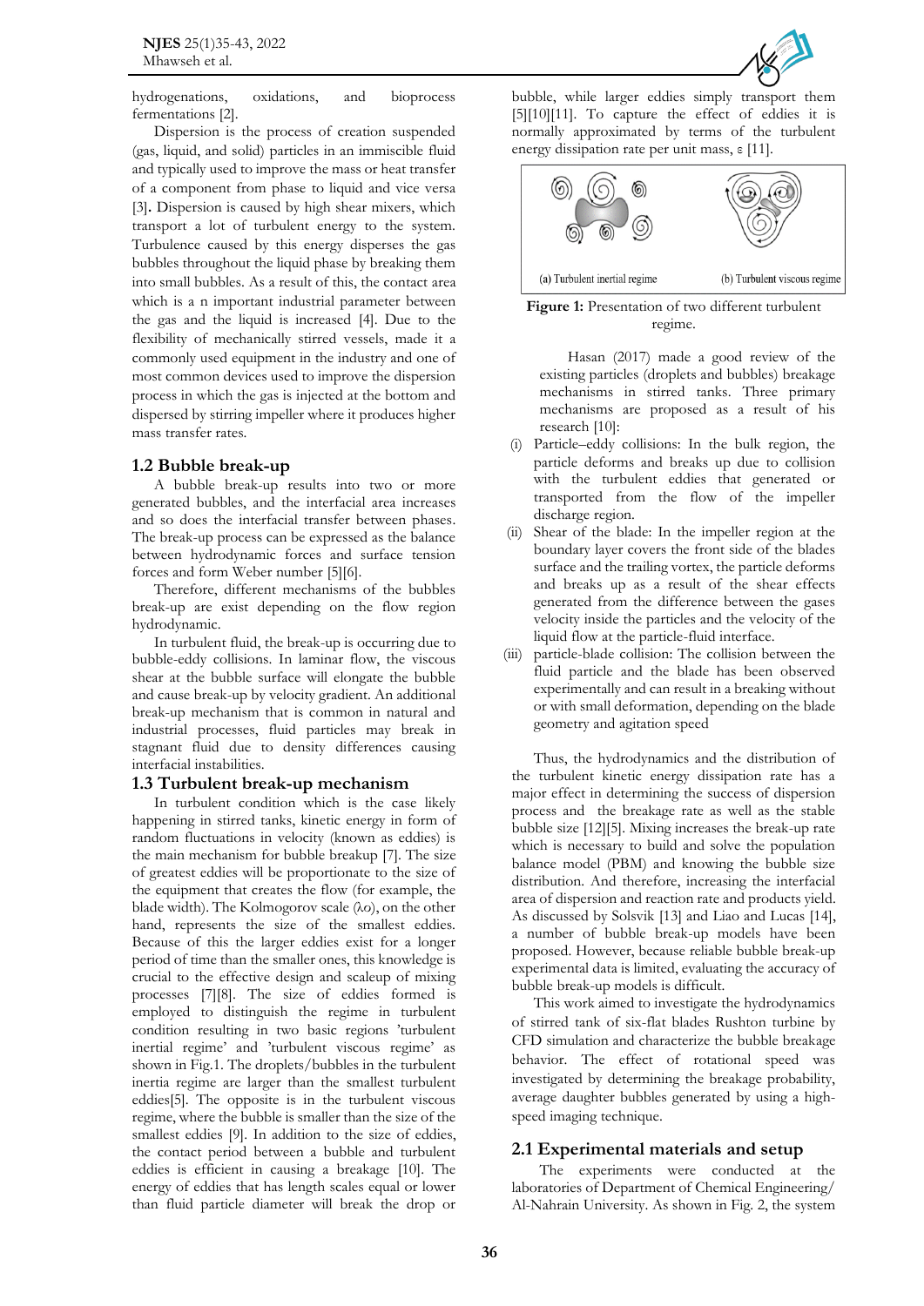hydrogenations, oxidations, and bioprocess fermentations [2].

Dispersion is the process of creation suspended (gas, liquid, and solid) particles in an immiscible fluid and typically used to improve the mass or heat transfer of a component from phase to liquid and vice versa [3]. Dispersion is caused by high shear mixers, which transport a lot of turbulent energy to the system. Turbulence caused by this energy disperses the gas bubbles throughout the liquid phase by breaking them into small bubbles. As a result of this, the contact area which is a n important industrial parameter between the gas and the liquid is increased [4]. Due to the flexibility of mechanically stirred vessels, made it a commonly used equipment in the industry and one of most common devices used to improve the dispersion process in which the gas is injected at the bottom and dispersed by stirring impeller where it produces higher mass transfer rates.

## 1.2 Bubble break-up

A bubble break-up results into two or more generated bubbles, and the interfacial area increases and so does the interfacial transfer between phases. The break-up process can be expressed as the balance between hydrodynamic forces and surface tension forces and form Weber number [5][6].

Therefore, different mechanisms of the bubbles break-up are exist depending on the flow region hydrodynamic.

In turbulent fluid, the break-up is occurring due to bubble-eddy collisions. In laminar flow, the viscous shear at the bubble surface will elongate the bubble and cause break-up by velocity gradient. An additional break-up mechanism that is common in natural and industrial processes, fluid particles may break in stagnant fluid due to density differences causing interfacial instabilities.

## 1.3 Turbulent break-up mechanism

In turbulent condition which is the case likely happening in stirred tanks, kinetic energy in form of random fluctuations in velocity (known as eddies) is the main mechanism for bubble breakup [7]. The size of greatest eddies will be proportionate to the size of the equipment that creates the flow (for example, the blade width). The Kolmogorov scale ($\lambda_o$), on the other hand, represents the size of the smallest eddies. Because of this the larger eddies exist for a longer period of time than the smaller ones, this knowledge is crucial to the effective design and scaleup of mixing processes [7][8]. The size of eddies formed is employed to distinguish the regime in turbulent condition resulting in two basic regions 'turbulent inertial regime' and 'turbulent viscous regime' as shown in Fig.1. The droplets/bubbles in the turbulent inertia regime are larger than the smallest turbulent eddies[5]. The opposite is in the turbulent viscous regime, where the bubble is smaller than the size of the smallest eddies [9]. In addition to the size of eddies, the contact period between a bubble and turbulent eddies is efficient in causing a breakage [10]. The energy of eddies that has length scales equal or lower than fluid particle diameter will break the drop or bubble, while larger eddies simply transport them [5][10][11]. To capture the effect of eddies it is normally approximated by terms of the turbulent energy dissipation rate per unit mass, ε [11].

(a) Turbulent inertial regime (b) Turbulent viscous regime

**Figure 1:** Presentation of two different turbulent regime.

Hasan (2017) made a good review of the existing particles (droplets and bubbles) breakage mechanisms in stirred tanks. Three primary mechanisms are proposed as a result of his research [10]:

(i) Particle–eddy collisions: In the bulk region, the particle deforms and breaks up due to collision with the turbulent eddies that generated or transported from the flow of the impeller discharge region.

(ii) Shear of the blade: In the impeller region at the boundary layer covers the front side of the blades surface and the trailing vortex, the particle deforms and breaks up as a result of the shear effects generated from the difference between the gases velocity inside the particles and the velocity of the liquid flow at the particle-fluid interface.

(iii) particle-blade collision: The collision between the fluid particle and the blade has been observed experimentally and can result in a breaking without or with small deformation, depending on the blade geometry and agitation speed

Thus, the hydrodynamics and the distribution of the turbulent kinetic energy dissipation rate has a major effect in determining the success of dispersion process and the breakage rate as well as the stable bubble size [12][5]. Mixing increases the break-up rate which is necessary to build and solve the population balance model (PBM) and knowing the bubble size distribution. And therefore, increasing the interfacial area of dispersion and reaction rate and products yield. As discussed by Solsvik [13] and Liao and Lucas [14], a number of bubble break-up models have been proposed. However, because reliable bubble break-up experimental data is limited, evaluating the accuracy of bubble break-up models is difficult.

This work aimed to investigate the hydrodynamics of stirred tank of six-flat blades Rushton turbine by CFD simulation and characterize the bubble breakage behavior. The effect of rotational speed was investigated by determining the breakage probability, average daughter bubbles generated by using a high-speed imaging technique.

## 2.1 Experimental materials and setup

The experiments were conducted at the laboratories of Department of Chemical Engineering/ Al-Nahrain University. As shown in Fig. 2, the system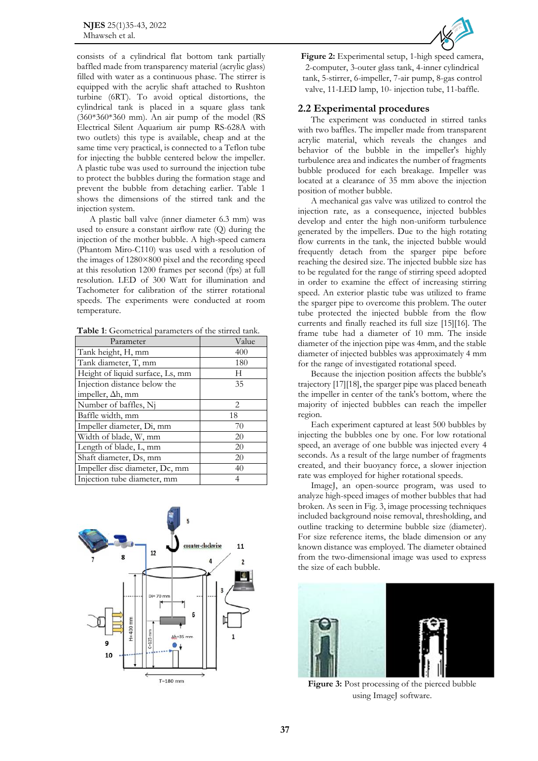consists of a cylindrical flat bottom tank partially baffled made from transparency material (acrylic glass) filled with water as a continuous phase. The stirrer is equipped with the acrylic shaft attached to Rushton turbine (6RT). To avoid optical distortions, the cylindrical tank is placed in a square glass tank (360*360*360 mm). An air pump of the model (RS Electrical Silent Aquarium air pump RS-628A with two outlets) this type is available, cheap and at the same time very practical, is connected to a Teflon tube for injecting the bubble centered below the impeller. A plastic tube was used to surround the injection tube to protect the bubbles during the formation stage and prevent the bubble from detaching earlier. Table 1 shows the dimensions of the stirred tank and the injection system.

A plastic ball valve (inner diameter 6.3 mm) was used to ensure a constant airflow rate (Q) during the injection of the mother bubble. A high-speed camera (Phantom Miro-C110) was used with a resolution of the images of 1280×800 pixel and the recording speed at this resolution 1200 frames per second (fps) at full resolution. LED of 300 Watt for illumination and Tachometer for calibration of the stirrer rotational speeds. The experiments were conducted at room temperature.

**Table 1**: Geometrical parameters of the stirred tank.

| Parameter | Value |
|---|---|
| Tank height, H, mm | 400 |
| Tank diameter, T, mm | 180 |
| Height of liquid surface, Ls, mm | H |
| Injection distance below the impeller, Δh, mm | 35 |
| Number of baffles, Nj | 2 |
| Baffle width, mm | 18 |
| Impeller diameter, Di, mm | 70 |
| Width of blade, W, mm | 20 |
| Length of blade, L, mm | 20 |
| Shaft diameter, Ds, mm | 20 |
| Impeller disc diameter, Dc, mm | 40 |
| Injection tube diameter, mm | 4 |

**Figure 2:** Experimental setup, 1-high speed camera, 2-computer, 3-outer glass tank, 4-inner cylindrical tank, 5-stirrer, 6-impeller, 7-air pump, 8-gas control valve, 11-LED lamp, 10- injection tube, 11-baffle.

## 2.2 Experimental procedures

The experiment was conducted in stirred tanks with two baffles. The impeller made from transparent acrylic material, which reveals the changes and behavior of the bubble in the impeller's highly turbulence area and indicates the number of fragments bubble produced for each breakage. Impeller was located at a clearance of 35 mm above the injection position of mother bubble.

A mechanical gas valve was utilized to control the injection rate, as a consequence, injected bubbles develop and enter the high non-uniform turbulence generated by the impellers. Due to the high rotating flow currents in the tank, the injected bubble would frequently detach from the sparger pipe before reaching the desired size. The injected bubble size has to be regulated for the range of stirring speed adopted in order to examine the effect of increasing stirring speed. An exterior plastic tube was utilized to frame the sparger pipe to overcome this problem. The outer tube protected the injected bubble from the flow currents and finally reached its full size [15][16]. The frame tube had a diameter of 10 mm. The inside diameter of the injection pipe was 4mm, and the stable diameter of injected bubbles was approximately 4 mm for the range of investigated rotational speed.

Because the injection position affects the bubble's trajectory [17][18], the sparger pipe was placed beneath the impeller in center of the tank's bottom, where the majority of injected bubbles can reach the impeller region.

Each experiment captured at least 500 bubbles by injecting the bubbles one by one. For low rotational speed, an average of one bubble was injected every 4 seconds. As a result of the large number of fragments created, and their buoyancy force, a slower injection rate was employed for higher rotational speeds.

ImageJ, an open-source program, was used to analyze high-speed images of mother bubbles that had broken. As seen in Fig. 3, image processing techniques included background noise removal, thresholding, and outline tracking to determine bubble size (diameter). For size reference items, the blade dimension or any known distance was employed. The diameter obtained from the two-dimensional image was used to express the size of each bubble.

**Figure 3:** Post processing of the pierced bubble using ImageJ software.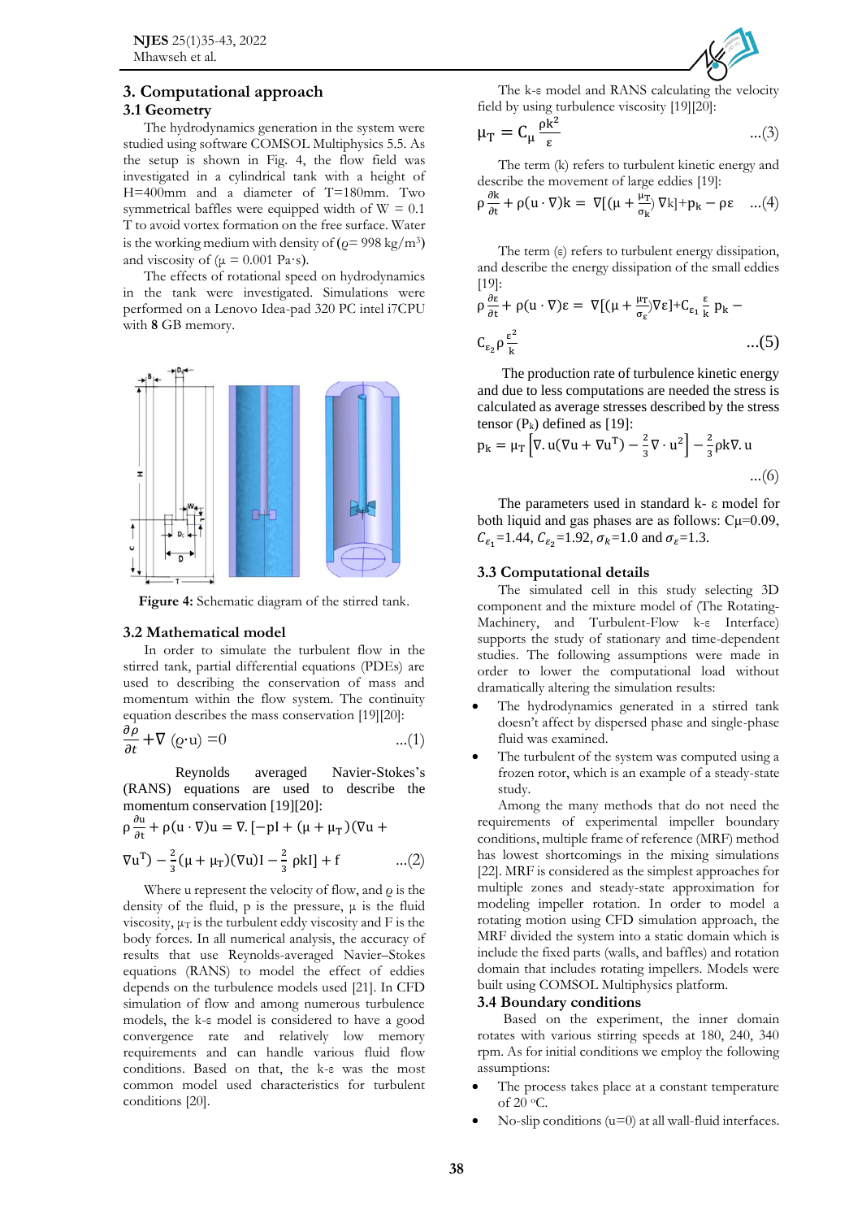## 3. Computational approach

### 3.1 Geometry

The hydrodynamics generation in the system were studied using software COMSOL Multiphysics 5.5. As the setup is shown in Fig. 4, the flow field was investigated in a cylindrical tank with a height of H=400mm and a diameter of T=180mm. Two symmetrical baffles were equipped width of W = 0.1 T to avoid vortex formation on the free surface. Water is the working medium with density of ($\varrho$= 998 kg/m$^3$) and viscosity of ($\mu$ = 0.001 Pa·s).

The effects of rotational speed on hydrodynamics in the tank were investigated. Simulations were performed on a Lenovo Idea-pad 320 PC intel i7CPU with **8** GB memory.

**Figure 4:** Schematic diagram of the stirred tank.

### 3.2 Mathematical model

In order to simulate the turbulent flow in the stirred tank, partial differential equations (PDEs) are used to describing the conservation of mass and momentum within the flow system. The continuity equation describes the mass conservation [19][20]:

$$\frac{\partial \rho}{\partial t} + \nabla \cdot (\varrho \cdot u) = 0 \qquad ...(1)$$

Reynolds averaged Navier-Stokes's (RANS) equations are used to describe the momentum conservation [19][20]:

$$\rho \frac{\partial u}{\partial t} + \rho(u \cdot \nabla)u = \nabla.\left[-pI + (\mu + \mu_T)(\nabla u + \nabla u^T) - \frac{2}{3}(\mu + \mu_T)(\nabla u)I - \frac{2}{3}\rho k I\right] + f \qquad ...(2)$$

Where u represent the velocity of flow, and $\varrho$ is the density of the fluid, p is the pressure, $\mu$ is the fluid viscosity, $\mu_T$ is the turbulent eddy viscosity and F is the body forces. In all numerical analysis, the accuracy of results that use Reynolds-averaged Navier–Stokes equations (RANS) to model the effect of eddies depends on the turbulence models used [21]. In CFD simulation of flow and among numerous turbulence models, the k-ε model is considered to have a good convergence rate and relatively low memory requirements and can handle various fluid flow conditions. Based on that, the k-ε was the most common model used characteristics for turbulent conditions [20].

The k-ε model and RANS calculating the velocity field by using turbulence viscosity [19][20]:

$$\mu_T = C_\mu \frac{\rho k^2}{\varepsilon} \qquad ...(3)$$

The term (k) refers to turbulent kinetic energy and describe the movement of large eddies [19]:

$$\rho \frac{\partial k}{\partial t} + \rho(u \cdot \nabla)k = \nabla\left[\left(\mu + \frac{\mu_T}{\sigma_k}\right)\nabla k\right] + p_k - \rho\varepsilon \qquad ...(4)$$

The term (ε) refers to turbulent energy dissipation, and describe the energy dissipation of the small eddies [19]:

$$\rho \frac{\partial \varepsilon}{\partial t} + \rho(u \cdot \nabla)\varepsilon = \nabla\left[\left(\mu + \frac{\mu_T}{\sigma_\varepsilon}\right)\nabla\varepsilon\right] + C_{\varepsilon_1}\frac{\varepsilon}{k}p_k - C_{\varepsilon_2}\rho\frac{\varepsilon^2}{k} \qquad ...(5)$$

The production rate of turbulence kinetic energy and due to less computations are needed the stress is calculated as average stresses described by the stress tensor ($P_k$) defined as [19]:

$$p_k = \mu_T\left[\nabla.u(\nabla u + \nabla u^T) - \frac{2}{3}\nabla \cdot u^2\right] - \frac{2}{3}\rho k \nabla.u \qquad ...(6)$$

The parameters used in standard k- ε model for both liquid and gas phases are as follows: $C\mu$=0.09, $C_{\varepsilon_1}$=1.44, $C_{\varepsilon_2}$=1.92, $\sigma_k$=1.0 and $\sigma_\varepsilon$=1.3.

### 3.3 Computational details

The simulated cell in this study selecting 3D component and the mixture model of (The Rotating-Machinery, and Turbulent-Flow k-ε Interface) supports the study of stationary and time-dependent studies. The following assumptions were made in order to lower the computational load without dramatically altering the simulation results:

- The hydrodynamics generated in a stirred tank doesn't affect by dispersed phase and single-phase fluid was examined.
- The turbulent of the system was computed using a frozen rotor, which is an example of a steady-state study.

Among the many methods that do not need the requirements of experimental impeller boundary conditions, multiple frame of reference (MRF) method has lowest shortcomings in the mixing simulations [22]. MRF is considered as the simplest approaches for multiple zones and steady-state approximation for modeling impeller rotation. In order to model a rotating motion using CFD simulation approach, the MRF divided the system into a static domain which is include the fixed parts (walls, and baffles) and rotation domain that includes rotating impellers. Models were built using COMSOL Multiphysics platform.

### 3.4 Boundary conditions

Based on the experiment, the inner domain rotates with various stirring speeds at 180, 240, 340 rpm. As for initial conditions we employ the following assumptions:

- The process takes place at a constant temperature of 20 °C.
- No-slip conditions (u=0) at all wall-fluid interfaces.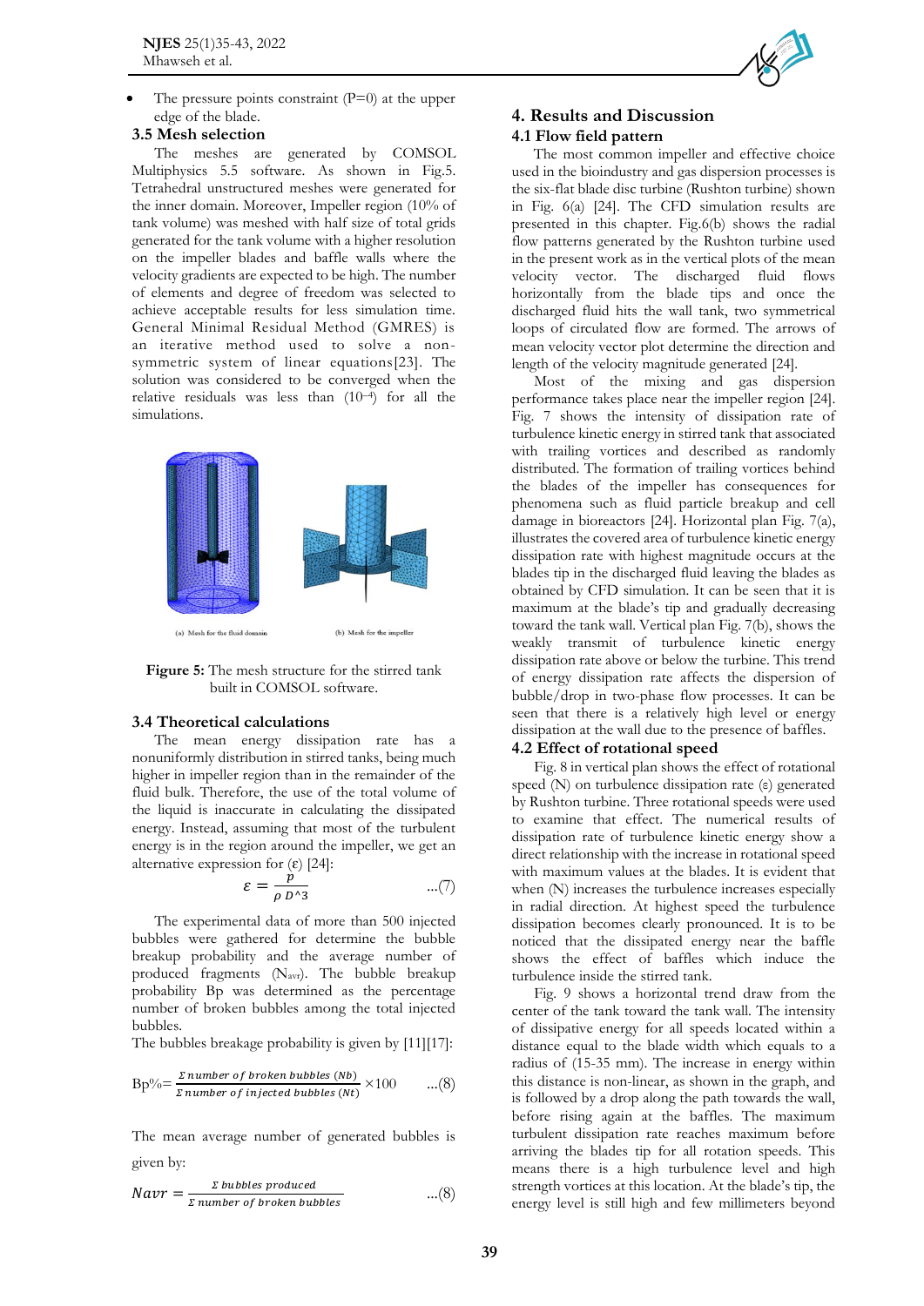- The pressure points constraint (P=0) at the upper edge of the blade.

### 3.5 Mesh selection

The meshes are generated by COMSOL Multiphysics 5.5 software. As shown in Fig.5. Tetrahedral unstructured meshes were generated for the inner domain. Moreover, Impeller region (10% of tank volume) was meshed with half size of total grids generated for the tank volume with a higher resolution on the impeller blades and baffle walls where the velocity gradients are expected to be high. The number of elements and degree of freedom was selected to achieve acceptable results for less simulation time. General Minimal Residual Method (GMRES) is an iterative method used to solve a non-symmetric system of linear equations[23]. The solution was considered to be converged when the relative residuals was less than ($10^{-4}$) for all the simulations.

(a) Mesh for the fluid domain (b) Mesh for the impeller

**Figure 5:** The mesh structure for the stirred tank built in COMSOL software.

### 3.4 Theoretical calculations

The mean energy dissipation rate has a nonuniformly distribution in stirred tanks, being much higher in impeller region than in the remainder of the fluid bulk. Therefore, the use of the total volume of the liquid is inaccurate in calculating the dissipated energy. Instead, assuming that most of the turbulent energy is in the region around the impeller, we get an alternative expression for (ε) [24]:

$$\varepsilon = \frac{p}{\rho\, D^3} \qquad ...(7)$$

The experimental data of more than 500 injected bubbles were gathered for determine the bubble breakup probability and the average number of produced fragments ($N_{avr}$). The bubble breakup probability Bp was determined as the percentage number of broken bubbles among the total injected bubbles.

The bubbles breakage probability is given by [11][17]:

$$Bp\% = \frac{\Sigma\, number\ of\ broken\ bubbles\ (Nb)}{\Sigma\, number\ of\ injected\ bubbles\ (Nt)} \times 100 \qquad ...(8)$$

The mean average number of generated bubbles is given by:

$$Navr = \frac{\Sigma\, bubbles\ produced}{\Sigma\, number\ of\ broken\ bubbles} \qquad ...(8)$$

## 4. Results and Discussion

### 4.1 Flow field pattern

The most common impeller and effective choice used in the bioindustry and gas dispersion processes is the six-flat blade disc turbine (Rushton turbine) shown in Fig. 6(a) [24]. The CFD simulation results are presented in this chapter. Fig.6(b) shows the radial flow patterns generated by the Rushton turbine used in the present work as in the vertical plots of the mean velocity vector. The discharged fluid flows horizontally from the blade tips and once the discharged fluid hits the wall tank, two symmetrical loops of circulated flow are formed. The arrows of mean velocity vector plot determine the direction and length of the velocity magnitude generated [24].

Most of the mixing and gas dispersion performance takes place near the impeller region [24]. Fig. 7 shows the intensity of dissipation rate of turbulence kinetic energy in stirred tank that associated with trailing vortices and described as randomly distributed. The formation of trailing vortices behind the blades of the impeller has consequences for phenomena such as fluid particle breakup and cell damage in bioreactors [24]. Horizontal plan Fig. 7(a), illustrates the covered area of turbulence kinetic energy dissipation rate with highest magnitude occurs at the blades tip in the discharged fluid leaving the blades as obtained by CFD simulation. It can be seen that it is maximum at the blade's tip and gradually decreasing toward the tank wall. Vertical plan Fig. 7(b), shows the weakly transmit of turbulence kinetic energy dissipation rate above or below the turbine. This trend of energy dissipation rate affects the dispersion of bubble/drop in two-phase flow processes. It can be seen that there is a relatively high level or energy dissipation at the wall due to the presence of baffles.

### 4.2 Effect of rotational speed

Fig. 8 in vertical plan shows the effect of rotational speed (N) on turbulence dissipation rate (ε) generated by Rushton turbine. Three rotational speeds were used to examine that effect. The numerical results of dissipation rate of turbulence kinetic energy show a direct relationship with the increase in rotational speed with maximum values at the blades. It is evident that when (N) increases the turbulence increases especially in radial direction. At highest speed the turbulence dissipation becomes clearly pronounced. It is to be noticed that the dissipated energy near the baffle shows the effect of baffles which induce the turbulence inside the stirred tank.

Fig. 9 shows a horizontal trend draw from the center of the tank toward the tank wall. The intensity of dissipative energy for all speeds located within a distance equal to the blade width which equals to a radius of (15-35 mm). The increase in energy within this distance is non-linear, as shown in the graph, and is followed by a drop along the path towards the wall, before rising again at the baffles. The maximum turbulent dissipation rate reaches maximum before arriving the blades tip for all rotation speeds. This means there is a high turbulence level and high strength vortices at this location. At the blade's tip, the energy level is still high and few millimeters beyond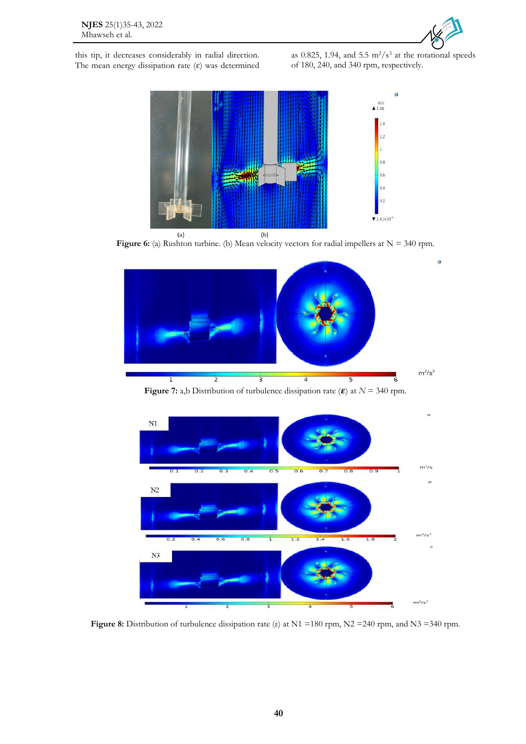this tip, it decreases considerably in radial direction. The mean energy dissipation rate (ε) was determined as 0.825, 1.94, and 5.5 $m^2/s^3$ at the rotational speeds of 180, 240, and 340 rpm, respectively.

**Figure 6:** (a) Rushton turbine. (b) Mean velocity vectors for radial impellers at N = 340 rpm.

**Figure 7:** a,b Distribution of turbulence dissipation rate (**$\varepsilon$**) at $N$ = 340 rpm.

**Figure 8:** Distribution of turbulence dissipation rate (ε) at N1 =180 rpm, N2 =240 rpm, and N3 =340 rpm.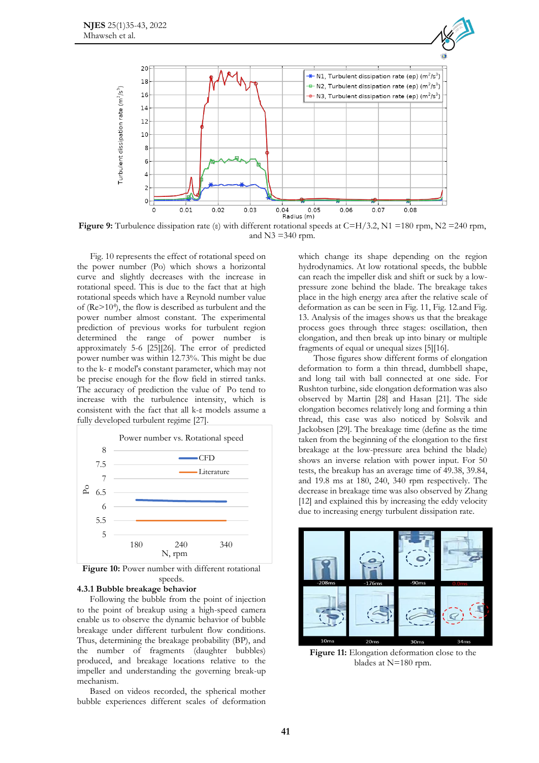Figure 9: Turbulence dissipation rate (ε) with different rotational speeds at C=H/3.2, N1 =180 rpm, N2 =240 rpm, and N3 =340 rpm.

Fig. 10 represents the effect of rotational speed on the power number (Po) which shows a horizontal curve and slightly decreases with the increase in rotational speed. This is due to the fact that at high rotational speeds which have a Reynold number value of ($Re>10^4$), the flow is described as turbulent and the power number almost constant. The experimental prediction of previous works for turbulent region determined the range of power number is approximately 5-6 [25][26]. The error of predicted power number was within 12.73%. This might be due to the k- ε model's constant parameter, which may not be precise enough for the flow field in stirred tanks. The accuracy of prediction the value of Po tend to increase with the turbulence intensity, which is consistent with the fact that all k-ε models assume a fully developed turbulent regime [27].

Figure 10: Power number with different rotational speeds.

### 4.3.1 Bubble breakage behavior

Following the bubble from the point of injection to the point of breakup using a high-speed camera enable us to observe the dynamic behavior of bubble breakage under different turbulent flow conditions. Thus, determining the breakage probability (BP), and the number of fragments (daughter bubbles) produced, and breakage locations relative to the impeller and understanding the governing break-up mechanism.

Based on videos recorded, the spherical mother bubble experiences different scales of deformation which change its shape depending on the region hydrodynamics. At low rotational speeds, the bubble can reach the impeller disk and shift or suck by a low-pressure zone behind the blade. The breakage takes place in the high energy area after the relative scale of deformation as can be seen in Fig. 11, Fig. 12.and Fig. 13. Analysis of the images shows us that the breakage process goes through three stages: oscillation, then elongation, and then break up into binary or multiple fragments of equal or unequal sizes [5][16].

Those figures show different forms of elongation deformation to form a thin thread, dumbbell shape, and long tail with ball connected at one side. For Rushton turbine, side elongation deformation was also observed by Martin [28] and Hasan [21]. The side elongation becomes relatively long and forming a thin thread, this case was also noticed by Solsvik and Jackobsen [29]. The breakage time (define as the time taken from the beginning of the elongation to the first breakage at the low-pressure area behind the blade) shows an inverse relation with power input. For 50 tests, the breakup has an average time of 49.38, 39.84, and 19.8 ms at 180, 240, 340 rpm respectively. The decrease in breakage time was also observed by Zhang [12] and explained this by increasing the eddy velocity due to increasing energy turbulent dissipation rate.

Figure 11: Elongation deformation close to the blades at N=180 rpm.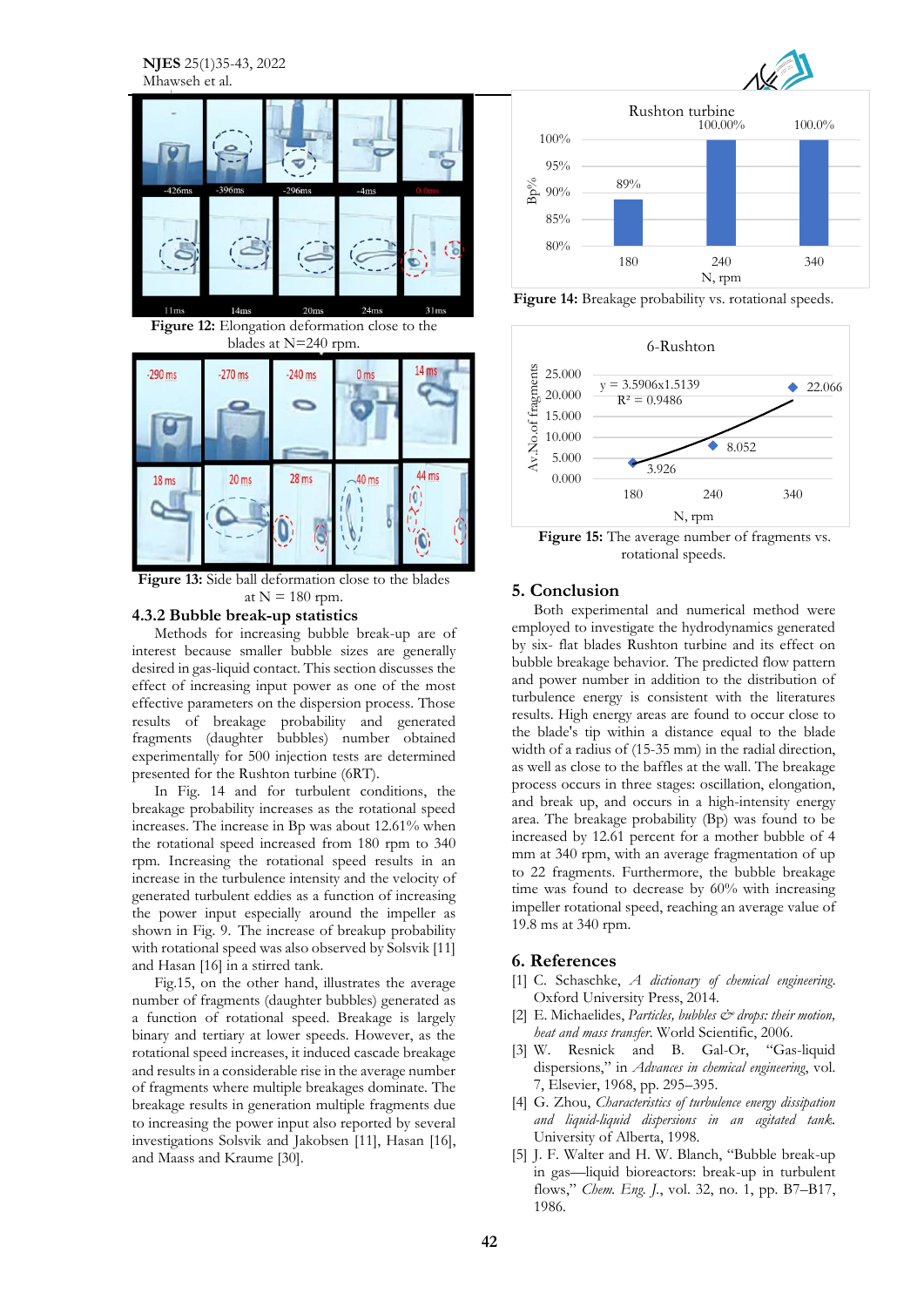Figure 12: Elongation deformation close to the blades at N=240 rpm.

Figure 13: Side ball deformation close to the blades at N = 180 rpm.

### 4.3.2 Bubble break-up statistics

Methods for increasing bubble break-up are of interest because smaller bubble sizes are generally desired in gas-liquid contact. This section discusses the effect of increasing input power as one of the most effective parameters on the dispersion process. Those results of breakage probability and generated fragments (daughter bubbles) number obtained experimentally for 500 injection tests are determined presented for the Rushton turbine (6RT).

In Fig. 14 and for turbulent conditions, the breakage probability increases as the rotational speed increases. The increase in Bp was about 12.61% when the rotational speed increased from 180 rpm to 340 rpm. Increasing the rotational speed results in an increase in the turbulence intensity and the velocity of generated turbulent eddies as a function of increasing the power input especially around the impeller as shown in Fig. 9. The increase of breakup probability with rotational speed was also observed by Solsvik [11] and Hasan [16] in a stirred tank.

Fig.15, on the other hand, illustrates the average number of fragments (daughter bubbles) generated as a function of rotational speed. Breakage is largely binary and tertiary at lower speeds. However, as the rotational speed increases, it induced cascade breakage and results in a considerable rise in the average number of fragments where multiple breakages dominate. The breakage results in generation multiple fragments due to increasing the power input also reported by several investigations Solsvik and Jakobsen [11], Hasan [16], and Maass and Kraume [30].

Figure 14: Breakage probability vs. rotational speeds.

Figure 15: The average number of fragments vs. rotational speeds.

## 5. Conclusion

Both experimental and numerical method were employed to investigate the hydrodynamics generated by six- flat blades Rushton turbine and its effect on bubble breakage behavior. The predicted flow pattern and power number in addition to the distribution of turbulence energy is consistent with the literatures results. High energy areas are found to occur close to the blade's tip within a distance equal to the blade width of a radius of (15-35 mm) in the radial direction, as well as close to the baffles at the wall. The breakage process occurs in three stages: oscillation, elongation, and break up, and occurs in a high-intensity energy area. The breakage probability (Bp) was found to be increased by 12.61 percent for a mother bubble of 4 mm at 340 rpm, with an average fragmentation of up to 22 fragments. Furthermore, the bubble breakage time was found to decrease by 60% with increasing impeller rotational speed, reaching an average value of 19.8 ms at 340 rpm.

## 6. References

[1] C. Schaschke, *A dictionary of chemical engineering*. Oxford University Press, 2014.

[2] E. Michaelides, *Particles, bubbles & drops: their motion, heat and mass transfer*. World Scientific, 2006.

[3] W. Resnick and B. Gal-Or, "Gas-liquid dispersions," in *Advances in chemical engineering*, vol. 7, Elsevier, 1968, pp. 295–395.

[4] G. Zhou, *Characteristics of turbulence energy dissipation and liquid-liquid dispersions in an agitated tank*. University of Alberta, 1998.

[5] J. F. Walter and H. W. Blanch, "Bubble break-up in gas—liquid bioreactors: break-up in turbulent flows," *Chem. Eng. J.*, vol. 32, no. 1, pp. B7–B17, 1986.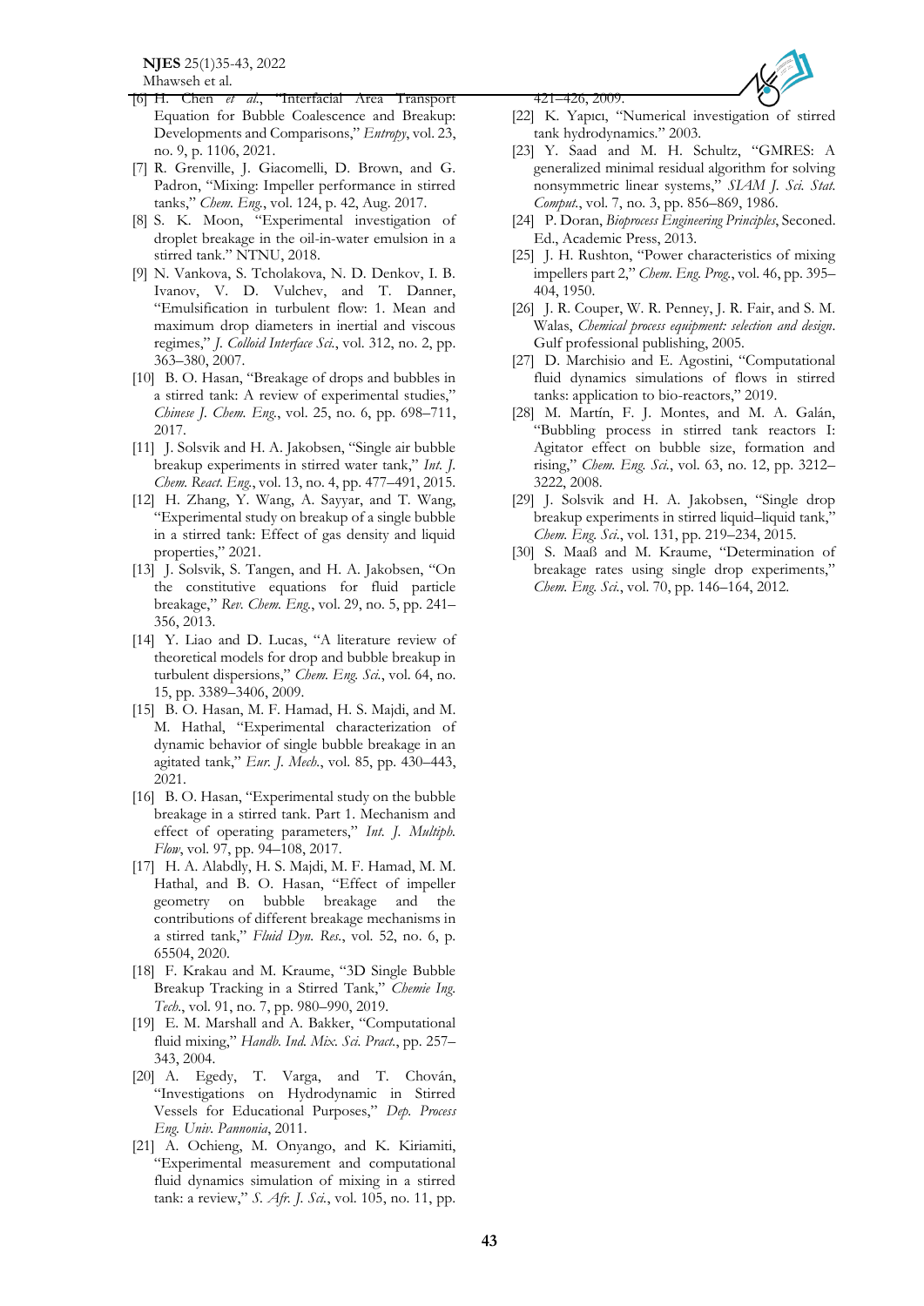[6] H. Chen *et al.*, "Interfacial Area Transport Equation for Bubble Coalescence and Breakup: Developments and Comparisons," *Entropy*, vol. 23, no. 9, p. 1106, 2021.

[7] R. Grenville, J. Giacomelli, D. Brown, and G. Padron, "Mixing: Impeller performance in stirred tanks," *Chem. Eng.*, vol. 124, p. 42, Aug. 2017.

[8] S. K. Moon, "Experimental investigation of droplet breakage in the oil-in-water emulsion in a stirred tank." NTNU, 2018.

[9] N. Vankova, S. Tcholakova, N. D. Denkov, I. B. Ivanov, V. D. Vulchev, and T. Danner, "Emulsification in turbulent flow: 1. Mean and maximum drop diameters in inertial and viscous regimes," *J. Colloid Interface Sci.*, vol. 312, no. 2, pp. 363–380, 2007.

[10] B. O. Hasan, "Breakage of drops and bubbles in a stirred tank: A review of experimental studies," *Chinese J. Chem. Eng.*, vol. 25, no. 6, pp. 698–711, 2017.

[11] J. Solsvik and H. A. Jakobsen, "Single air bubble breakup experiments in stirred water tank," *Int. J. Chem. React. Eng.*, vol. 13, no. 4, pp. 477–491, 2015.

[12] H. Zhang, Y. Wang, A. Sayyar, and T. Wang, "Experimental study on breakup of a single bubble in a stirred tank: Effect of gas density and liquid properties," 2021.

[13] J. Solsvik, S. Tangen, and H. A. Jakobsen, "On the constitutive equations for fluid particle breakage," *Rev. Chem. Eng.*, vol. 29, no. 5, pp. 241–356, 2013.

[14] Y. Liao and D. Lucas, "A literature review of theoretical models for drop and bubble breakup in turbulent dispersions," *Chem. Eng. Sci.*, vol. 64, no. 15, pp. 3389–3406, 2009.

[15] B. O. Hasan, M. F. Hamad, H. S. Majdi, and M. M. Hathal, "Experimental characterization of dynamic behavior of single bubble breakage in an agitated tank," *Eur. J. Mech.*, vol. 85, pp. 430–443, 2021.

[16] B. O. Hasan, "Experimental study on the bubble breakage in a stirred tank. Part 1. Mechanism and effect of operating parameters," *Int. J. Multiph. Flow*, vol. 97, pp. 94–108, 2017.

[17] H. A. Alabdly, H. S. Majdi, M. F. Hamad, M. M. Hathal, and B. O. Hasan, "Effect of impeller geometry on bubble breakage and the contributions of different breakage mechanisms in a stirred tank," *Fluid Dyn. Res.*, vol. 52, no. 6, p. 65504, 2020.

[18] F. Krakau and M. Kraume, "3D Single Bubble Breakup Tracking in a Stirred Tank," *Chemie Ing. Tech.*, vol. 91, no. 7, pp. 980–990, 2019.

[19] E. M. Marshall and A. Bakker, "Computational fluid mixing," *Handb. Ind. Mix. Sci. Pract.*, pp. 257–343, 2004.

[20] A. Egedy, T. Varga, and T. Chován, "Investigations on Hydrodynamic in Stirred Vessels for Educational Purposes," *Dep. Process Eng. Univ. Pannonia*, 2011.

[21] A. Ochieng, M. Onyango, and K. Kiriamiti, "Experimental measurement and computational fluid dynamics simulation of mixing in a stirred tank: a review," *S. Afr. J. Sci.*, vol. 105, no. 11, pp. 421–426, 2009.

[22] K. Yapıcı, "Numerical investigation of stirred tank hydrodynamics." 2003.

[23] Y. Saad and M. H. Schultz, "GMRES: A generalized minimal residual algorithm for solving nonsymmetric linear systems," *SIAM J. Sci. Stat. Comput.*, vol. 7, no. 3, pp. 856–869, 1986.

[24] P. Doran, *Bioprocess Engineering Principles*, Seconed. Ed., Academic Press, 2013.

[25] J. H. Rushton, "Power characteristics of mixing impellers part 2," *Chem. Eng. Prog.*, vol. 46, pp. 395–404, 1950.

[26] J. R. Couper, W. R. Penney, J. R. Fair, and S. M. Walas, *Chemical process equipment: selection and design*. Gulf professional publishing, 2005.

[27] D. Marchisio and E. Agostini, "Computational fluid dynamics simulations of flows in stirred tanks: application to bio-reactors," 2019.

[28] M. Martín, F. J. Montes, and M. A. Galán, "Bubbling process in stirred tank reactors I: Agitator effect on bubble size, formation and rising," *Chem. Eng. Sci.*, vol. 63, no. 12, pp. 3212–3222, 2008.

[29] J. Solsvik and H. A. Jakobsen, "Single drop breakup experiments in stirred liquid–liquid tank," *Chem. Eng. Sci.*, vol. 131, pp. 219–234, 2015.

[30] S. Maaß and M. Kraume, "Determination of breakage rates using single drop experiments," *Chem. Eng. Sci.*, vol. 70, pp. 146–164, 2012.